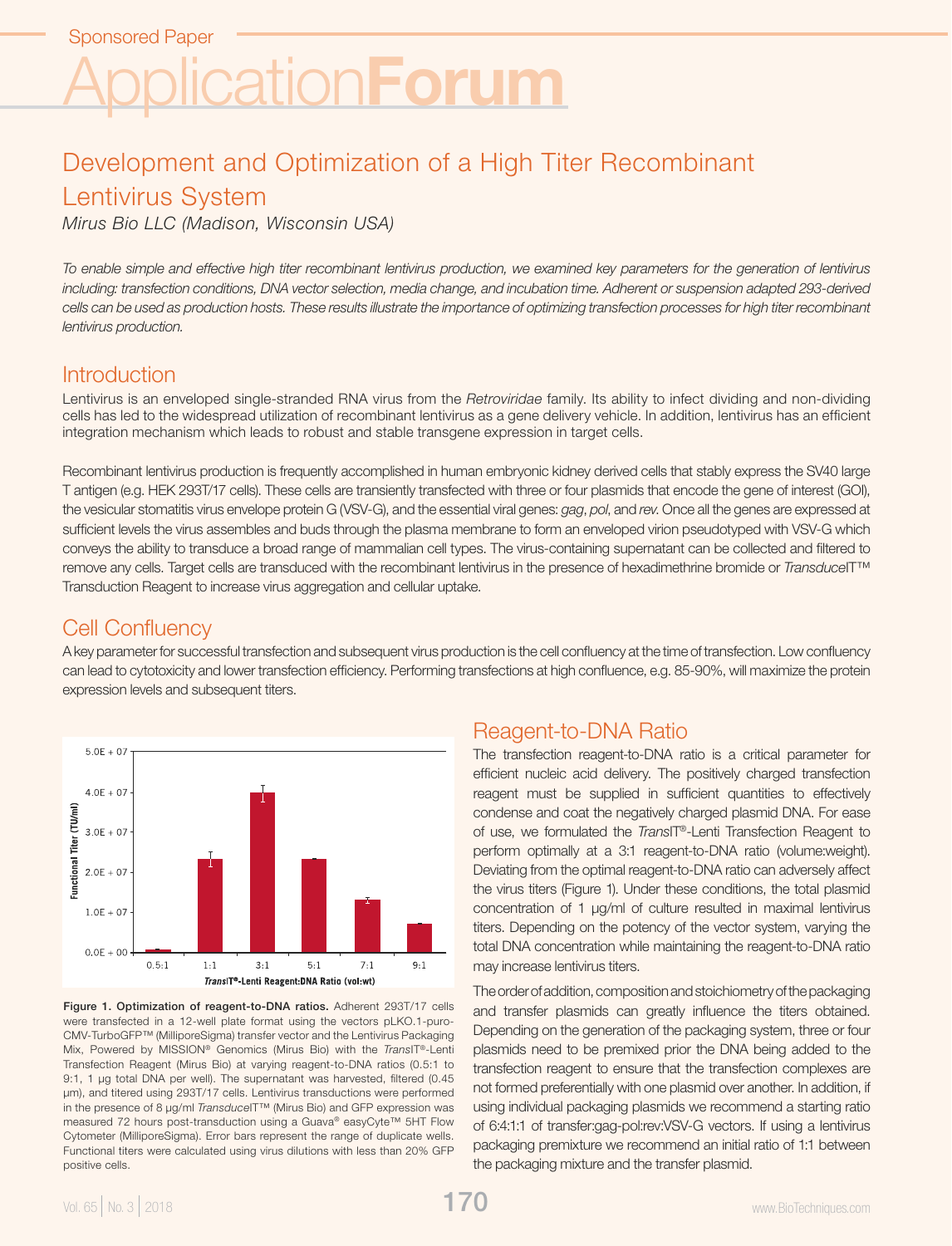Sponsored Paper

# ApplicationForum

## Development and Optimization of a High Titer Recombinant Lentivirus System

*Mirus Bio LLC (Madison, Wisconsin USA)*

*To enable simple and effective high titer recombinant lentivirus production, we examined key parameters for the generation of lentivirus including: transfection conditions, DNA vector selection, media change, and incubation time. Adherent or suspension adapted 293-derived cells can be used as production hosts. These results illustrate the importance of optimizing transfection processes for high titer recombinant lentivirus production.*

## Introduction

Lentivirus is an enveloped single-stranded RNA virus from the *Retroviridae* family. Its ability to infect dividing and non-dividing cells has led to the widespread utilization of recombinant lentivirus as a gene delivery vehicle. In addition, lentivirus has an efficient integration mechanism which leads to robust and stable transgene expression in target cells.

Recombinant lentivirus production is frequently accomplished in human embryonic kidney derived cells that stably express the SV40 large T antigen (e.g. HEK 293T/17 cells). These cells are transiently transfected with three or four plasmids that encode the gene of interest (GOI), the vesicular stomatitis virus envelope protein G (VSV-G), and the essential viral genes: *gag*, *pol*, and *rev*. Once all the genes are expressed at sufficient levels the virus assembles and buds through the plasma membrane to form an enveloped virion pseudotyped with VSV-G which conveys the ability to transduce a broad range of mammalian cell types. The virus-containing supernatant can be collected and filtered to remove any cells. Target cells are transduced with the recombinant lentivirus in the presence of hexadimethrine bromide or *Transduce*IT™ Transduction Reagent to increase virus aggregation and cellular uptake.

## Cell Confluency

A key parameter for successful transfection and subsequent virus production is the cell confluency at the time of transfection. Low confluency can lead to cytotoxicity and lower transfection efficiency. Performing transfections at high confluence, e.g. 85-90%, will maximize the protein expression levels and subsequent titers.

**Figure 1. Optimization of reagent-to-DNA ratios.** Adherent 293T/17 cells were transfected in a 12-well plate format using the vectors pLKO.1-puro-CMV-TurboGFP™ (MilliporeSigma) transfer vector and the Lentivirus Packaging Mix, Powered by MISSION® Genomics (Mirus Bio) with the *Trans*IT®-Lenti Transfection Reagent (Mirus Bio) at varying reagent-to-DNA ratios (0.5:1 to 9:1, 1 µg total DNA per well). The supernatant was harvested, filtered (0.45 µm), and titered using 293T/17 cells. Lentivirus transductions were performed in the presence of 8 µg/ml *Transduce*IT™ (Mirus Bio) and GFP expression was measured 72 hours post-transduction using a Guava® easyCyte™ 5HT Flow Cytometer (MilliporeSigma). Error bars represent the range of duplicate wells. Functional titers were calculated using virus dilutions with less than 20% GFP positive cells.

## Reagent-to-DNA Ratio

The transfection reagent-to-DNA ratio is a critical parameter for efficient nucleic acid delivery. The positively charged transfection reagent must be supplied in sufficient quantities to effectively condense and coat the negatively charged plasmid DNA. For ease of use, we formulated the *Trans*IT®-Lenti Transfection Reagent to perform optimally at a 3:1 reagent-to-DNA ratio (volume:weight). Deviating from the optimal reagent-to-DNA ratio can adversely affect the virus titers (Figure 1). Under these conditions, the total plasmid concentration of 1 µg/ml of culture resulted in maximal lentivirus titers. Depending on the potency of the vector system, varying the total DNA concentration while maintaining the reagent-to-DNA ratio may increase lentivirus titers.

The order of addition, composition and stoichiometry of the packaging and transfer plasmids can greatly influence the titers obtained. Depending on the generation of the packaging system, three or four plasmids need to be premixed prior the DNA being added to the transfection reagent to ensure that the transfection complexes are not formed preferentially with one plasmid over another. In addition, if using individual packaging plasmids we recommend a starting ratio of 6:4:1:1 of transfer:gag-pol:rev:VSV-G vectors. If using a lentivirus packaging premixture we recommend an initial ratio of 1:1 between the packaging mixture and the transfer plasmid.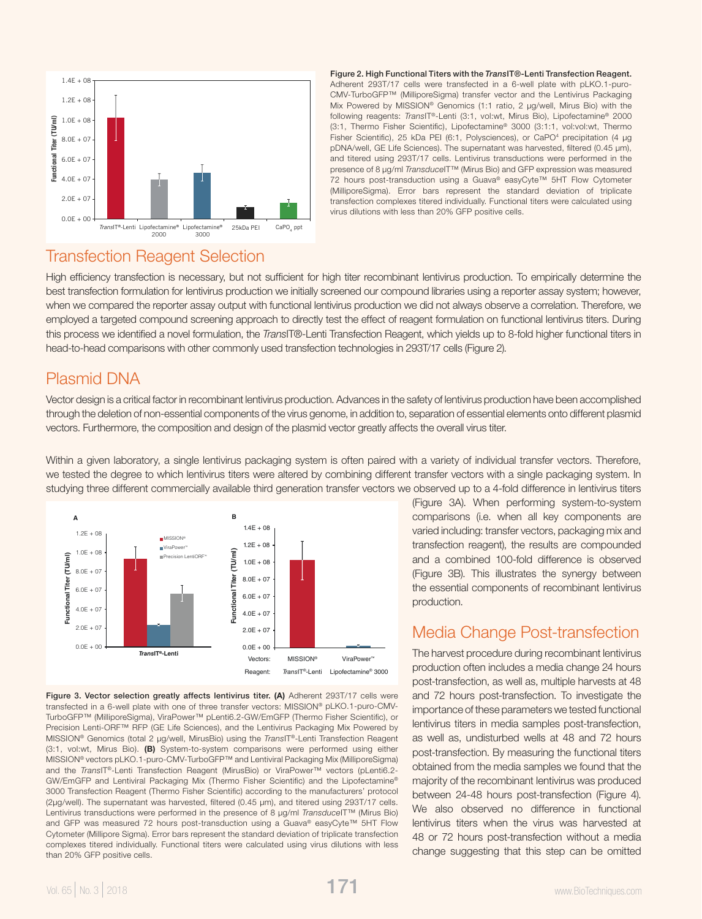**Figure 2. High Functional Titers with the *Trans*IT®-Lenti Transfection Reagent.** Adherent 293T/17 cells were transfected in a 6-well plate with pLKO.1-puro-CMV-TurboGFP™ (MilliporeSigma) transfer vector and the Lentivirus Packaging Mix Powered by MISSION® Genomics (1:1 ratio, 2 µg/well, Mirus Bio) with the following reagents: *Trans*IT®-Lenti (3:1, vol:wt, Mirus Bio), Lipofectamine® 2000 (3:1, Thermo Fisher Scientific), Lipofectamine® 3000 (3:1:1, vol:vol:wt, Thermo Fisher Scientific), 25 kDa PEI (6:1, Polysciences), or $CaPO^4$ precipitation (4 µg pDNA/well, GE Life Sciences). The supernatant was harvested, filtered (0.45 µm), and titered using 293T/17 cells. Lentivirus transductions were performed in the presence of 8 µg/ml *Transduce*IT™ (Mirus Bio) and GFP expression was measured 72 hours post-transduction using a Guava® easyCyte™ 5HT Flow Cytometer (MilliporeSigma). Error bars represent the standard deviation of triplicate transfection complexes titered individually. Functional titers were calculated using virus dilutions with less than 20% GFP positive cells.

## Transfection Reagent Selection

High efficiency transfection is necessary, but not sufficient for high titer recombinant lentivirus production. To empirically determine the best transfection formulation for lentivirus production we initially screened our compound libraries using a reporter assay system; however, when we compared the reporter assay output with functional lentivirus production we did not always observe a correlation. Therefore, we employed a targeted compound screening approach to directly test the effect of reagent formulation on functional lentivirus titers. During this process we identified a novel formulation, the *Trans*IT®-Lenti Transfection Reagent, which yields up to 8-fold higher functional titers in head-to-head comparisons with other commonly used transfection technologies in 293T/17 cells (Figure 2).

## Plasmid DNA

Vector design is a critical factor in recombinant lentivirus production. Advances in the safety of lentivirus production have been accomplished through the deletion of non-essential components of the virus genome, in addition to, separation of essential elements onto different plasmid vectors. Furthermore, the composition and design of the plasmid vector greatly affects the overall virus titer.

Within a given laboratory, a single lentivirus packaging system is often paired with a variety of individual transfer vectors. Therefore, we tested the degree to which lentivirus titers were altered by combining different transfer vectors with a single packaging system. In studying three different commercially available third generation transfer vectors we observed up to a 4-fold difference in lentivirus titers (Figure 3A). When performing system-to-system comparisons (i.e. when all key components are varied including: transfer vectors, packaging mix and transfection reagent), the results are compounded and a combined 100-fold difference is observed (Figure 3B). This illustrates the synergy between the essential components of recombinant lentivirus production.

**Figure 3. Vector selection greatly affects lentivirus titer. (A)** Adherent 293T/17 cells were transfected in a 6-well plate with one of three transfer vectors: MISSION® pLKO.1-puro-CMV-TurboGFP™ (MilliporeSigma), ViraPower™ pLenti6.2-GW/EmGFP (Thermo Fisher Scientific), or Precision Lenti-ORF™ RFP (GE Life Sciences), and the Lentivirus Packaging Mix Powered by MISSION® Genomics (total 2 µg/well, MirusBio) using the *Trans*IT®-Lenti Transfection Reagent (3:1, vol:wt, Mirus Bio). **(B)** System-to-system comparisons were performed using either MISSION® vectors pLKO.1-puro-CMV-TurboGFP™ and Lentiviral Packaging Mix (MilliporeSigma) and the *Trans*IT®-Lenti Transfection Reagent (MirusBio) or ViraPower™ vectors (pLenti6.2-GW/EmGFP and Lentiviral Packaging Mix (Thermo Fisher Scientific) and the Lipofectamine® 3000 Transfection Reagent (Thermo Fisher Scientific) according to the manufacturers' protocol (2µg/well). The supernatant was harvested, filtered (0.45 µm), and titered using 293T/17 cells. Lentivirus transductions were performed in the presence of 8 µg/ml *Transduce*IT™ (Mirus Bio) and GFP was measured 72 hours post-transduction using a Guava® easyCyte™ 5HT Flow Cytometer (Millipore Sigma). Error bars represent the standard deviation of triplicate transfection complexes titered individually. Functional titers were calculated using virus dilutions with less than 20% GFP positive cells.

## Media Change Post-transfection

The harvest procedure during recombinant lentivirus production often includes a media change 24 hours post-transfection, as well as, multiple harvests at 48 and 72 hours post-transfection. To investigate the importance of these parameters we tested functional lentivirus titers in media samples post-transfection, as well as, undisturbed wells at 48 and 72 hours post-transfection. By measuring the functional titers obtained from the media samples we found that the majority of the recombinant lentivirus was produced between 24-48 hours post-transfection (Figure 4). We also observed no difference in functional lentivirus titers when the virus was harvested at 48 or 72 hours post-transfection without a media change suggesting that this step can be omitted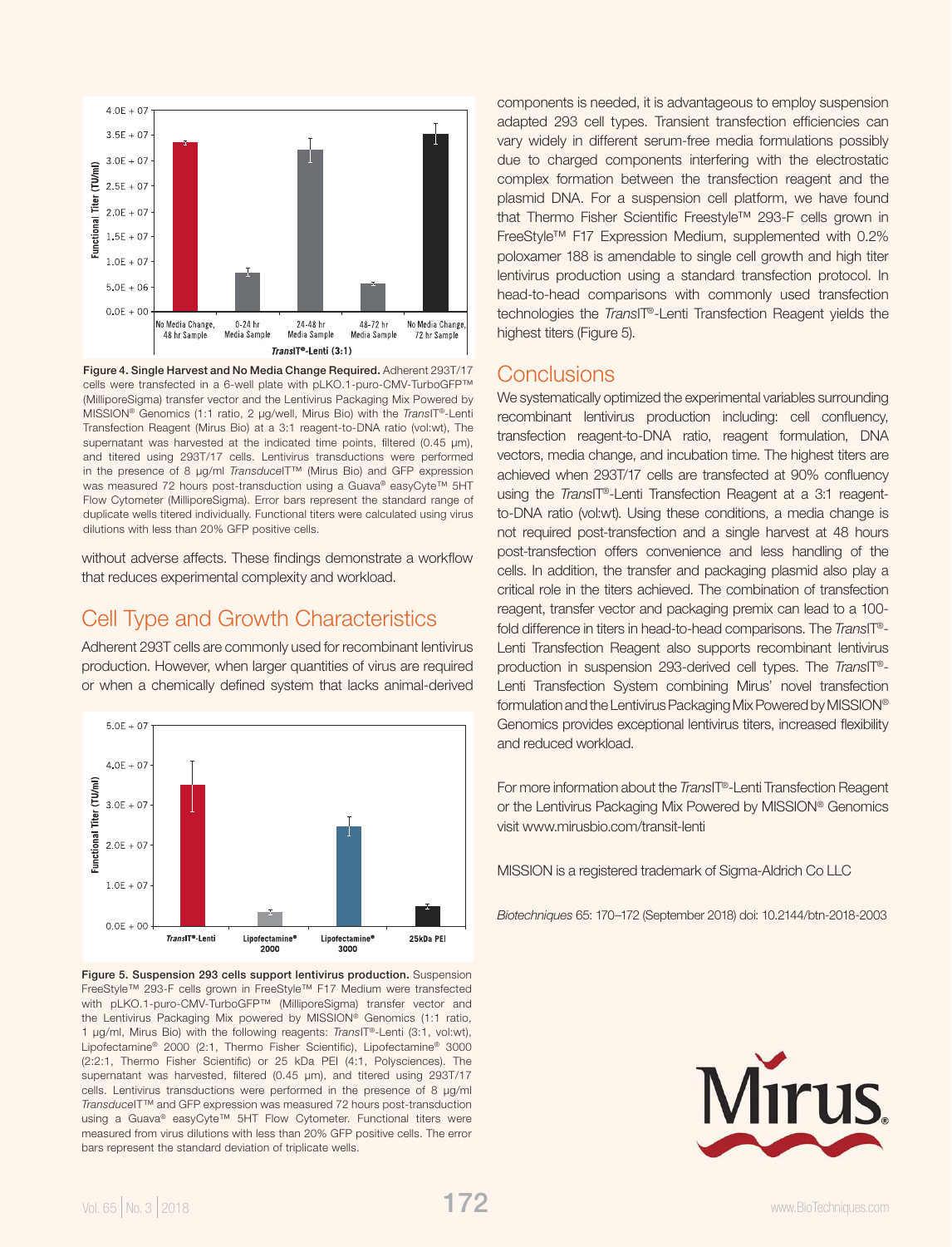4.0E + 07
3.5E + 07
3.0E + 07
2.5E + 07
2.0E + 07
1.5E + 07
1.0E + 07
5.0E + 06
0.0E + 00

Functional Titer (TU/ml)

No Media Change, 48 hr Sample
0-24 hr Media Sample
24-48 hr Media Sample
48-72 hr Media Sample
No Media Change, 72 hr Sample

*Trans*IT®-Lenti (3:1)

**Figure 4. Single Harvest and No Media Change Required.** Adherent 293T/17 cells were transfected in a 6-well plate with pLKO.1-puro-CMV-TurboGFP™ (MilliporeSigma) transfer vector and the Lentivirus Packaging Mix Powered by MISSION® Genomics (1:1 ratio, 2 µg/well, Mirus Bio) with the *Trans*IT®-Lenti Transfection Reagent (Mirus Bio) at a 3:1 reagent-to-DNA ratio (vol:wt), The supernatant was harvested at the indicated time points, filtered (0.45 µm), and titered using 293T/17 cells. Lentivirus transductions were performed in the presence of 8 µg/ml *Transduce*IT™ (Mirus Bio) and GFP expression was measured 72 hours post-transduction using a Guava® easyCyte™ 5HT Flow Cytometer (MilliporeSigma). Error bars represent the standard range of duplicate wells titered individually. Functional titers were calculated using virus dilutions with less than 20% GFP positive cells.

without adverse affects. These findings demonstrate a workflow that reduces experimental complexity and workload.

## Cell Type and Growth Characteristics

Adherent 293T cells are commonly used for recombinant lentivirus production. However, when larger quantities of virus are required or when a chemically defined system that lacks animal-derived components is needed, it is advantageous to employ suspension adapted 293 cell types. Transient transfection efficiencies can vary widely in different serum-free media formulations possibly due to charged components interfering with the electrostatic complex formation between the transfection reagent and the plasmid DNA. For a suspension cell platform, we have found that Thermo Fisher Scientific Freestyle™ 293-F cells grown in FreeStyle™ F17 Expression Medium, supplemented with 0.2% poloxamer 188 is amendable to single cell growth and high titer lentivirus production using a standard transfection protocol. In head-to-head comparisons with commonly used transfection technologies the *Trans*IT®-Lenti Transfection Reagent yields the highest titers (Figure 5).

5.0E + 07
4.0E + 07
3.0E + 07
2.0E + 07
1.0E + 07
0.0E + 00

Functional Titer (TU/ml)

*Trans*IT®-Lenti
Lipofectamine® 2000
Lipofectamine® 3000
25kDa PEI

**Figure 5. Suspension 293 cells support lentivirus production.** Suspension FreeStyle™ 293-F cells grown in FreeStyle™ F17 Medium were transfected with pLKO.1-puro-CMV-TurboGFP™ (MilliporeSigma) transfer vector and the Lentivirus Packaging Mix powered by MISSION® Genomics (1:1 ratio, 1 µg/ml, Mirus Bio) with the following reagents: *Trans*IT®-Lenti (3:1, vol:wt), Lipofectamine® 2000 (2:1, Thermo Fisher Scientific), Lipofectamine® 3000 (2:2:1, Thermo Fisher Scientific) or 25 kDa PEI (4:1, Polysciences). The supernatant was harvested, filtered (0.45 µm), and titered using 293T/17 cells. Lentivirus transductions were performed in the presence of 8 µg/ml *Transduce*IT™ and GFP expression was measured 72 hours post-transduction using a Guava® easyCyte™ 5HT Flow Cytometer. Functional titers were measured from virus dilutions with less than 20% GFP positive cells. The error bars represent the standard deviation of triplicate wells.

## Conclusions

We systematically optimized the experimental variables surrounding recombinant lentivirus production including: cell confluency, transfection reagent-to-DNA ratio, reagent formulation, DNA vectors, media change, and incubation time. The highest titers are achieved when 293T/17 cells are transfected at 90% confluency using the *Trans*IT®-Lenti Transfection Reagent at a 3:1 reagent-to-DNA ratio (vol:wt). Using these conditions, a media change is not required post-transfection and a single harvest at 48 hours post-transfection offers convenience and less handling of the cells. In addition, the transfer and packaging plasmid also play a critical role in the titers achieved. The combination of transfection reagent, transfer vector and packaging premix can lead to a 100-fold difference in titers in head-to-head comparisons. The *Trans*IT®-Lenti Transfection Reagent also supports recombinant lentivirus production in suspension 293-derived cell types. The *Trans*IT®-Lenti Transfection System combining Mirus' novel transfection formulation and the Lentivirus Packaging Mix Powered by MISSION® Genomics provides exceptional lentivirus titers, increased flexibility and reduced workload.

For more information about the *Trans*IT®-Lenti Transfection Reagent or the Lentivirus Packaging Mix Powered by MISSION® Genomics visit www.mirusbio.com/transit-lenti

MISSION is a registered trademark of Sigma-Aldrich Co LLC

*Biotechniques* 65: 170–172 (September 2018) doi: 10.2144/btn-2018-2003

Mirus